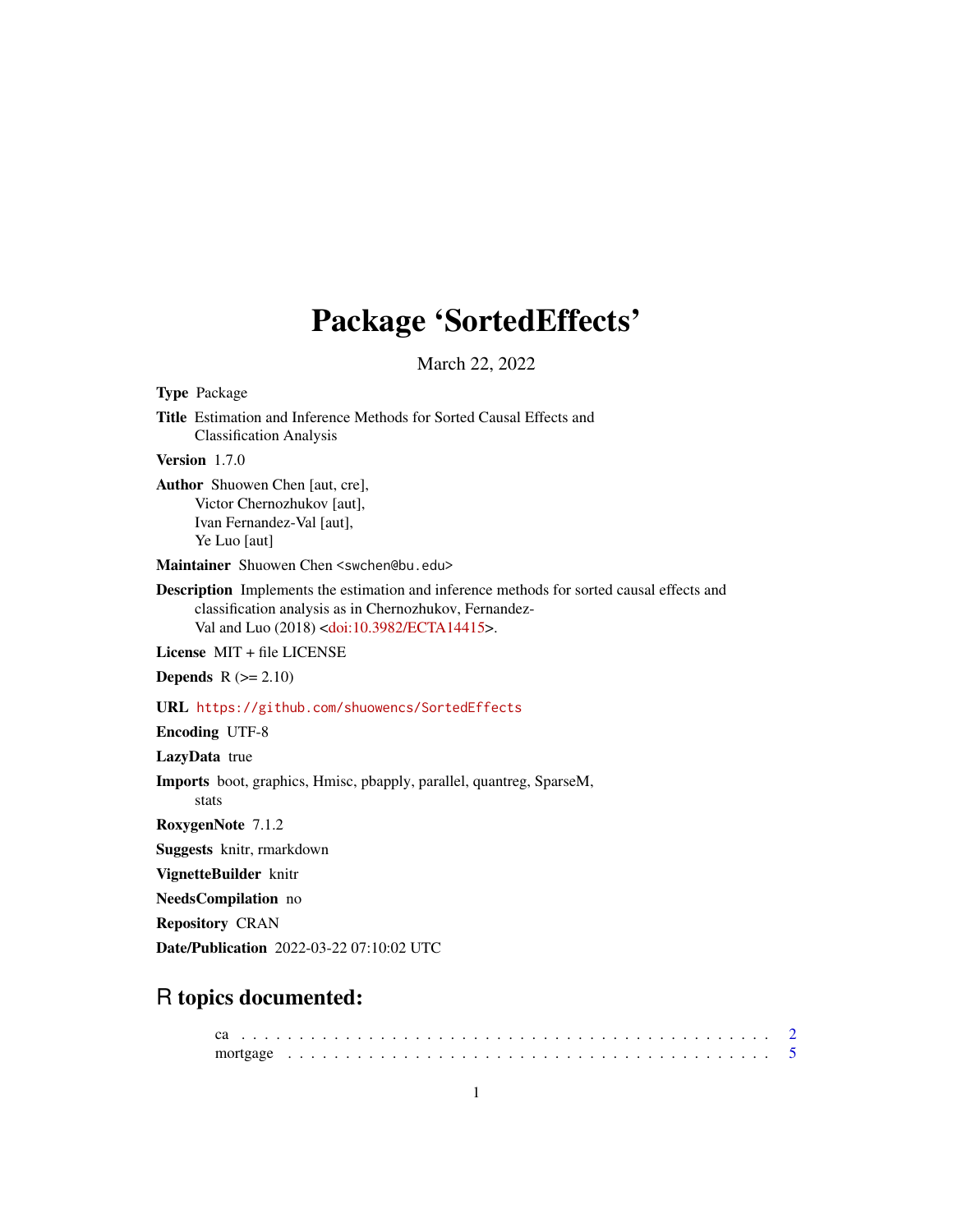# Package ‘SortedEffects’

March 22, 2022

**Type** Package

**Title** Estimation and Inference Methods for Sorted Causal Effects and Classification Analysis

**Version** 1.7.0

**Author** Shuowen Chen [aut, cre],
Victor Chernozhukov [aut],
Ivan Fernandez-Val [aut],
Ye Luo [aut]

**Maintainer** Shuowen Chen <swchen@bu.edu>

**Description** Implements the estimation and inference methods for sorted causal effects and classification analysis as in Chernozhukov, Fernandez-Val and Luo (2018) <doi:10.3982/ECTA14415>.

**License** MIT + file LICENSE

**Depends** R (>= 2.10)

**URL** https://github.com/shuowencs/SortedEffects

**Encoding** UTF-8

**LazyData** true

**Imports** boot, graphics, Hmisc, pbapply, parallel, quantreg, SparseM, stats

**RoxygenNote** 7.1.2

**Suggests** knitr, rmarkdown

**VignetteBuilder** knitr

**NeedsCompilation** no

**Repository** CRAN

**Date/Publication** 2022-03-22 07:10:02 UTC

## R topics documented:

ca . . . . . . . . . . . . . . . . . . . . . . . . . . . . . . . . . . . . . . . . . . . . 2
mortgage . . . . . . . . . . . . . . . . . . . . . . . . . . . . . . . . . . . . . . . . . 5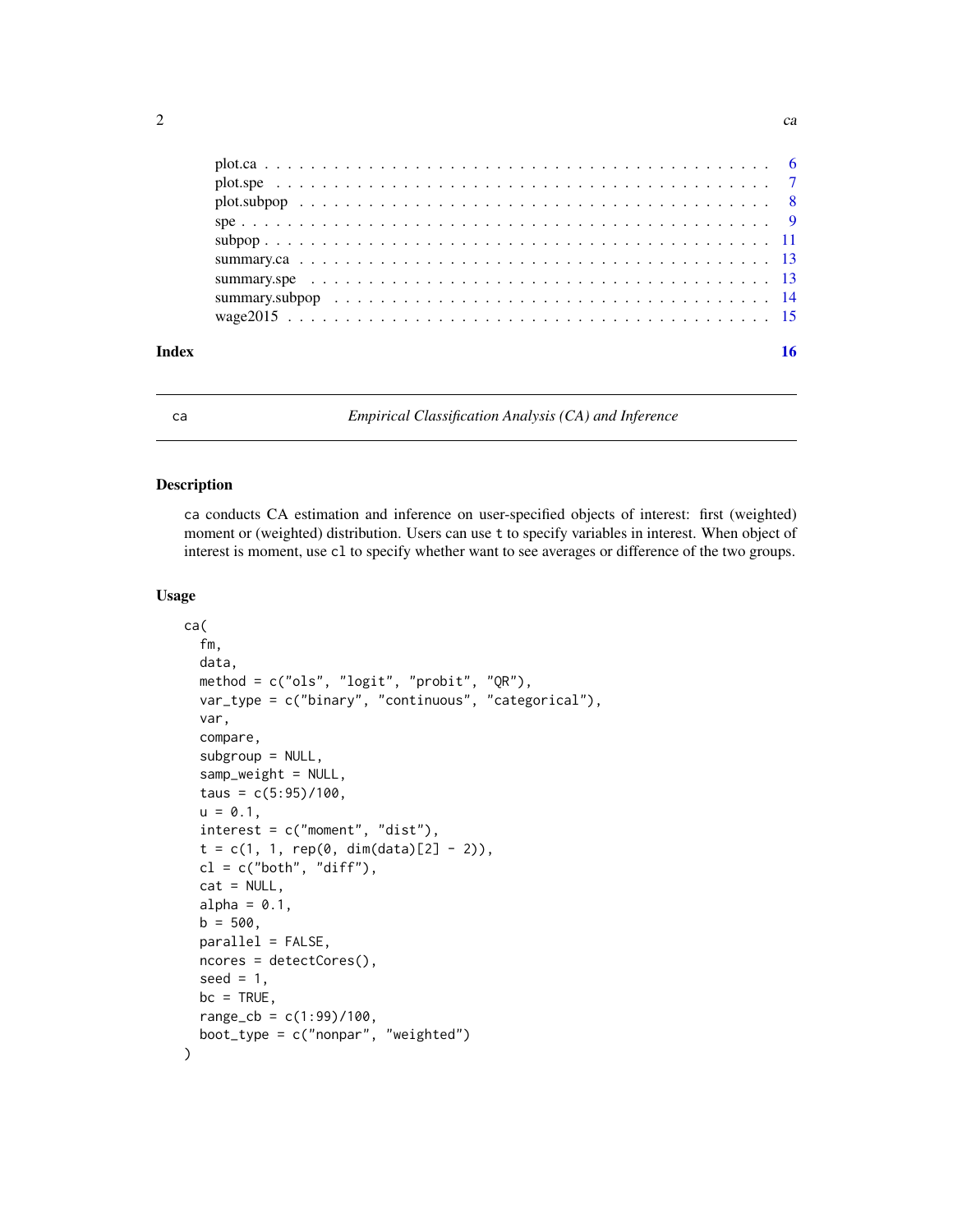plot.ca . . . . . . . . . . . . . . . . . . . . . . . . . . . . . . . . . . . . . . . . . 6
plot.spe . . . . . . . . . . . . . . . . . . . . . . . . . . . . . . . . . . . . . . . . . 7
plot.subpop . . . . . . . . . . . . . . . . . . . . . . . . . . . . . . . . . . . . . . . 8
spe . . . . . . . . . . . . . . . . . . . . . . . . . . . . . . . . . . . . . . . . . . . 9
subpop . . . . . . . . . . . . . . . . . . . . . . . . . . . . . . . . . . . . . . . . . 11
summary.ca . . . . . . . . . . . . . . . . . . . . . . . . . . . . . . . . . . . . . . 13
summary.spe . . . . . . . . . . . . . . . . . . . . . . . . . . . . . . . . . . . . . . 13
summary.subpop . . . . . . . . . . . . . . . . . . . . . . . . . . . . . . . . . . . . 14
wage2015 . . . . . . . . . . . . . . . . . . . . . . . . . . . . . . . . . . . . . . . . 15

**Index** **16**

---

ca *Empirical Classification Analysis (CA) and Inference*

---

## Description

ca conducts CA estimation and inference on user-specified objects of interest: first (weighted) moment or (weighted) distribution. Users can use t to specify variables in interest. When object of interest is moment, use cl to specify whether want to see averages or difference of the two groups.

## Usage

```
ca(
  fm,
  data,
  method = c("ols", "logit", "probit", "QR"),
  var_type = c("binary", "continuous", "categorical"),
  var,
  compare,
  subgroup = NULL,
  samp_weight = NULL,
  taus = c(5:95)/100,
  u = 0.1,
  interest = c("moment", "dist"),
  t = c(1, 1, rep(0, dim(data)[2] - 2)),
  cl = c("both", "diff"),
  cat = NULL,
  alpha = 0.1,
  b = 500,
  parallel = FALSE,
  ncores = detectCores(),
  seed = 1,
  bc = TRUE,
  range_cb = c(1:99)/100,
  boot_type = c("nonpar", "weighted")
)
```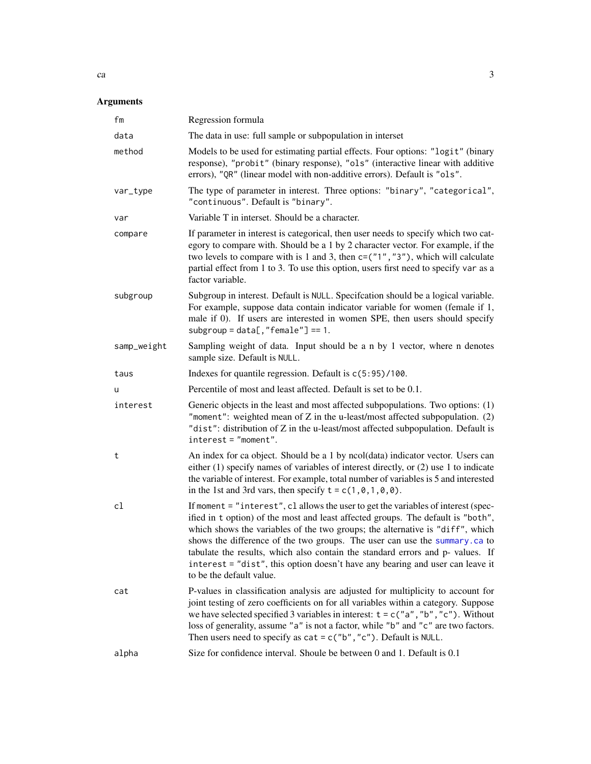## Arguments

| Argument | Description |
|---|---|
| fm | Regression formula |
| data | The data in use: full sample or subpopulation in interset |
| method | Models to be used for estimating partial effects. Four options: "logit" (binary response), "probit" (binary response), "ols" (interactive linear with additive errors), "QR" (linear model with non-additive errors). Default is "ols". |
| var_type | The type of parameter in interest. Three options: "binary", "categorical", "continuous". Default is "binary". |
| var | Variable T in interset. Should be a character. |
| compare | If parameter in interest is categorical, then user needs to specify which two category to compare with. Should be a 1 by 2 character vector. For example, if the two levels to compare with is 1 and 3, then `c=("1","3")`, which will calculate partial effect from 1 to 3. To use this option, users first need to specify `var` as a factor variable. |
| subgroup | Subgroup in interest. Default is `NULL`. Specifcation should be a logical variable. For example, suppose data contain indicator variable for women (female if 1, male if 0). If users are interested in women SPE, then users should specify `subgroup = data[,"female"] == 1`. |
| samp_weight | Sampling weight of data. Input should be a n by 1 vector, where n denotes sample size. Default is `NULL`. |
| taus | Indexes for quantile regression. Default is `c(5:95)/100`. |
| u | Percentile of most and least affected. Default is set to be 0.1. |
| interest | Generic objects in the least and most affected subpopulations. Two options: (1) "moment": weighted mean of Z in the u-least/most affected subpopulation. (2) "dist": distribution of Z in the u-least/most affected subpopulation. Default is `interest = "moment"`. |
| t | An index for ca object. Should be a 1 by ncol(data) indicator vector. Users can either (1) specify names of variables of interest directly, or (2) use 1 to indicate the variable of interest. For example, total number of variables is 5 and interested in the 1st and 3rd vars, then specify `t = c(1,0,1,0,0)`. |
| cl | If `moment = "interest"`, `cl` allows the user to get the variables of interest (specified in `t` option) of the most and least affected groups. The default is "both", which shows the variables of the two groups; the alternative is "diff", which shows the difference of the two groups. The user can use the `summary.ca` to tabulate the results, which also contain the standard errors and p- values. If `interest = "dist"`, this option doesn't have any bearing and user can leave it to be the default value. |
| cat | P-values in classification analysis are adjusted for multiplicity to account for joint testing of zero coefficients on for all variables within a category. Suppose we have selected specified 3 variables in interest: `t = c("a","b","c")`. Without loss of generality, assume "a" is not a factor, while "b" and "c" are two factors. Then users need to specify as `cat = c("b","c")`. Default is `NULL`. |
| alpha | Size for confidence interval. Shoule be between 0 and 1. Default is 0.1 |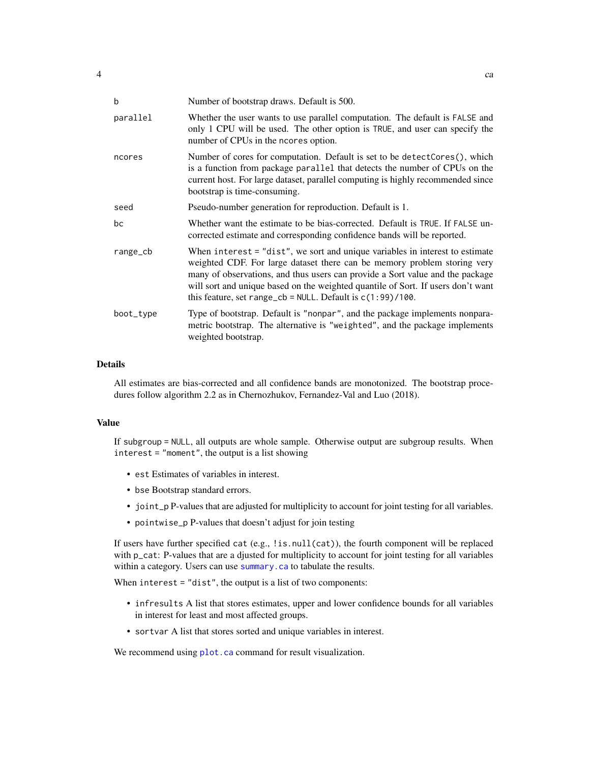| | |
|---|---|
| `b` | Number of bootstrap draws. Default is 500. |
| `parallel` | Whether the user wants to use parallel computation. The default is `FALSE` and only 1 CPU will be used. The other option is `TRUE`, and user can specify the number of CPUs in the `ncores` option. |
| `ncores` | Number of cores for computation. Default is set to be `detectCores()`, which is a function from package `parallel` that detects the number of CPUs on the current host. For large dataset, parallel computing is highly recommended since bootstrap is time-consuming. |
| `seed` | Pseudo-number generation for reproduction. Default is 1. |
| `bc` | Whether want the estimate to be bias-corrected. Default is `TRUE`. If `FALSE` uncorrected estimate and corresponding confidence bands will be reported. |
| `range_cb` | When `interest = "dist"`, we sort and unique variables in interest to estimate weighted CDF. For large dataset there can be memory problem storing very many of observations, and thus users can provide a Sort value and the package will sort and unique based on the weighted quantile of Sort. If users don't want this feature, set `range_cb = NULL`. Default is `c(1:99)/100`. |
| `boot_type` | Type of bootstrap. Default is `"nonpar"`, and the package implements nonparametric bootstrap. The alternative is `"weighted"`, and the package implements weighted bootstrap. |

## Details

All estimates are bias-corrected and all confidence bands are monotonized. The bootstrap procedures follow algorithm 2.2 as in Chernozhukov, Fernandez-Val and Luo (2018).

## Value

If `subgroup = NULL`, all outputs are whole sample. Otherwise output are subgroup results. When `interest = "moment"`, the output is a list showing

- `est` Estimates of variables in interest.
- `bse` Bootstrap standard errors.
- `joint_p` P-values that are adjusted for multiplicity to account for joint testing for all variables.
- `pointwise_p` P-values that doesn't adjust for join testing

If users have further specified `cat` (e.g., `!is.null(cat)`), the fourth component will be replaced with `p_cat`: P-values that are a djusted for multiplicity to account for joint testing for all variables within a category. Users can use `summary.ca` to tabulate the results.

When `interest = "dist"`, the output is a list of two components:

- `infresults` A list that stores estimates, upper and lower confidence bounds for all variables in interest for least and most affected groups.
- `sortvar` A list that stores sorted and unique variables in interest.

We recommend using `plot.ca` command for result visualization.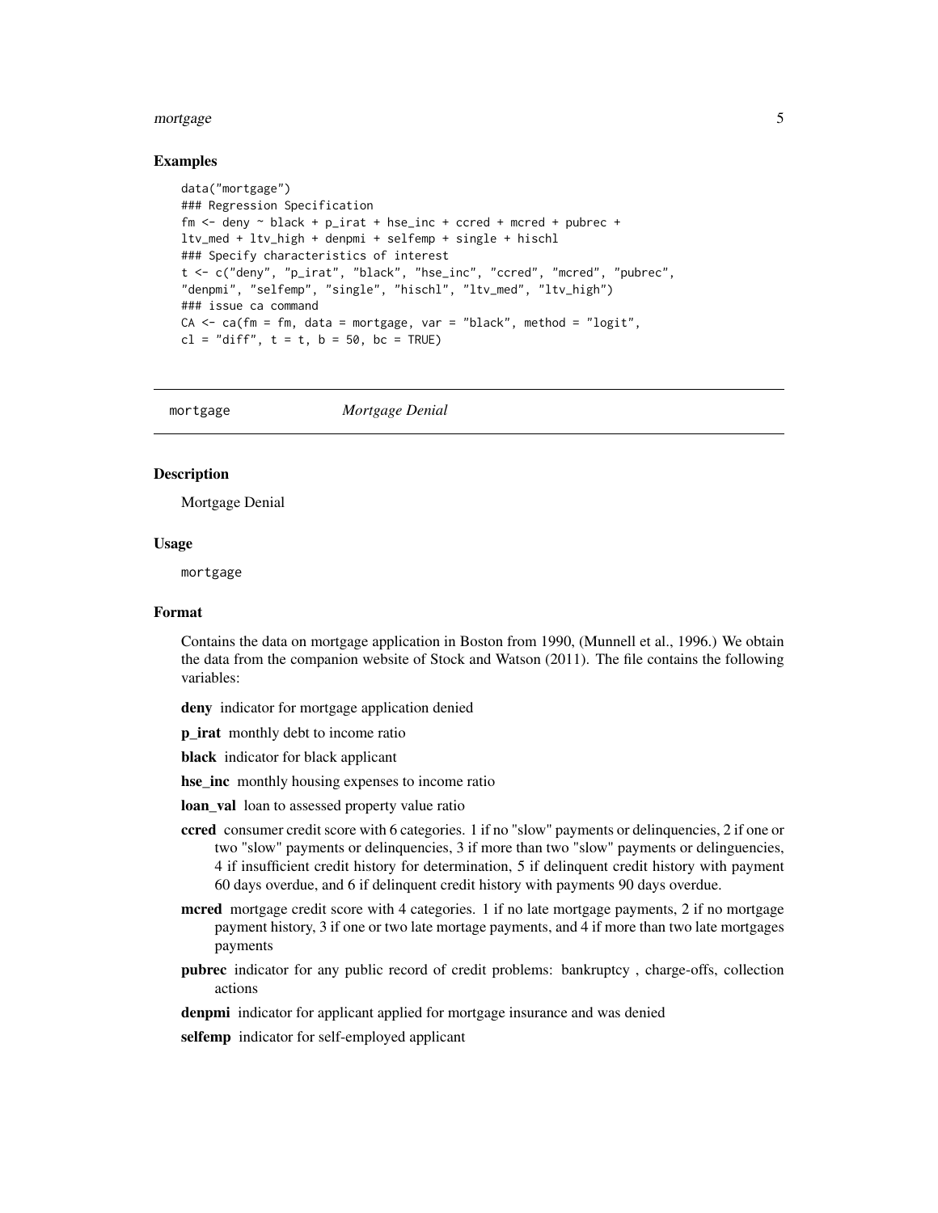### Examples

```
data("mortgage")
### Regression Specification
fm <- deny ~ black + p_irat + hse_inc + ccred + mcred + pubrec +
ltv_med + ltv_high + denpmi + selfemp + single + hischl
### Specify characteristics of interest
t <- c("deny", "p_irat", "black", "hse_inc", "ccred", "mcred", "pubrec",
"denpmi", "selfemp", "single", "hischl", "ltv_med", "ltv_high")
### issue ca command
CA <- ca(fm = fm, data = mortgage, var = "black", method = "logit",
cl = "diff", t = t, b = 50, bc = TRUE)
```

---

## mortgage *Mortgage Denial*

### Description

Mortgage Denial

### Usage

```
mortgage
```

### Format

Contains the data on mortgage application in Boston from 1990, (Munnell et al., 1996.) We obtain the data from the companion website of Stock and Watson (2011). The file contains the following variables:

**deny** indicator for mortgage application denied

**p_irat** monthly debt to income ratio

**black** indicator for black applicant

**hse_inc** monthly housing expenses to income ratio

**loan_val** loan to assessed property value ratio

**ccred** consumer credit score with 6 categories. 1 if no "slow" payments or delinquencies, 2 if one or two "slow" payments or delinquencies, 3 if more than two "slow" payments or delinguencies, 4 if insufficient credit history for determination, 5 if delinquent credit history with payment 60 days overdue, and 6 if delinquent credit history with payments 90 days overdue.

**mcred** mortgage credit score with 4 categories. 1 if no late mortgage payments, 2 if no mortgage payment history, 3 if one or two late mortage payments, and 4 if more than two late mortgages payments

**pubrec** indicator for any public record of credit problems: bankruptcy , charge-offs, collection actions

**denpmi** indicator for applicant applied for mortgage insurance and was denied

**selfemp** indicator for self-employed applicant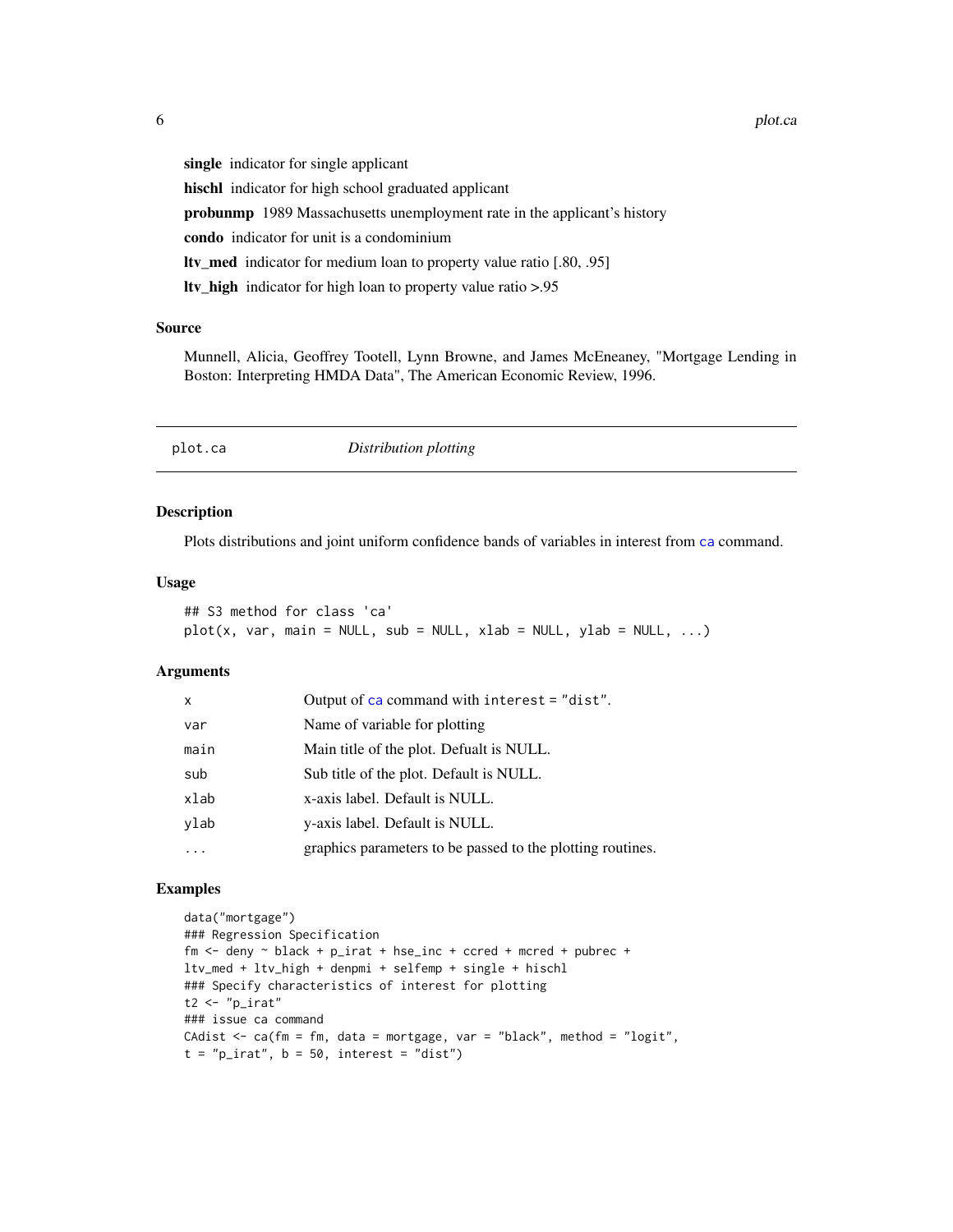**single** indicator for single applicant

**hischl** indicator for high school graduated applicant

**probunmp** 1989 Massachusetts unemployment rate in the applicant's history

**condo** indicator for unit is a condominium

**ltv_med** indicator for medium loan to property value ratio [.80, .95]

**ltv_high** indicator for high loan to property value ratio >.95

## Source

Munnell, Alicia, Geoffrey Tootell, Lynn Browne, and James McEneaney, "Mortgage Lending in Boston: Interpreting HMDA Data", The American Economic Review, 1996.

---

# plot.ca    *Distribution plotting*

---

## Description

Plots distributions and joint uniform confidence bands of variables in interest from ca command.

## Usage

```
## S3 method for class 'ca'
plot(x, var, main = NULL, sub = NULL, xlab = NULL, ylab = NULL, ...)
```

## Arguments

| | |
|---|---|
| x | Output of ca command with interest = "dist". |
| var | Name of variable for plotting |
| main | Main title of the plot. Defualt is NULL. |
| sub | Sub title of the plot. Default is NULL. |
| xlab | x-axis label. Default is NULL. |
| ylab | y-axis label. Default is NULL. |
| ... | graphics parameters to be passed to the plotting routines. |

## Examples

```
data("mortgage")
### Regression Specification
fm <- deny ~ black + p_irat + hse_inc + ccred + mcred + pubrec +
ltv_med + ltv_high + denpmi + selfemp + single + hischl
### Specify characteristics of interest for plotting
t2 <- "p_irat"
### issue ca command
CAdist <- ca(fm = fm, data = mortgage, var = "black", method = "logit",
t = "p_irat", b = 50, interest = "dist")
```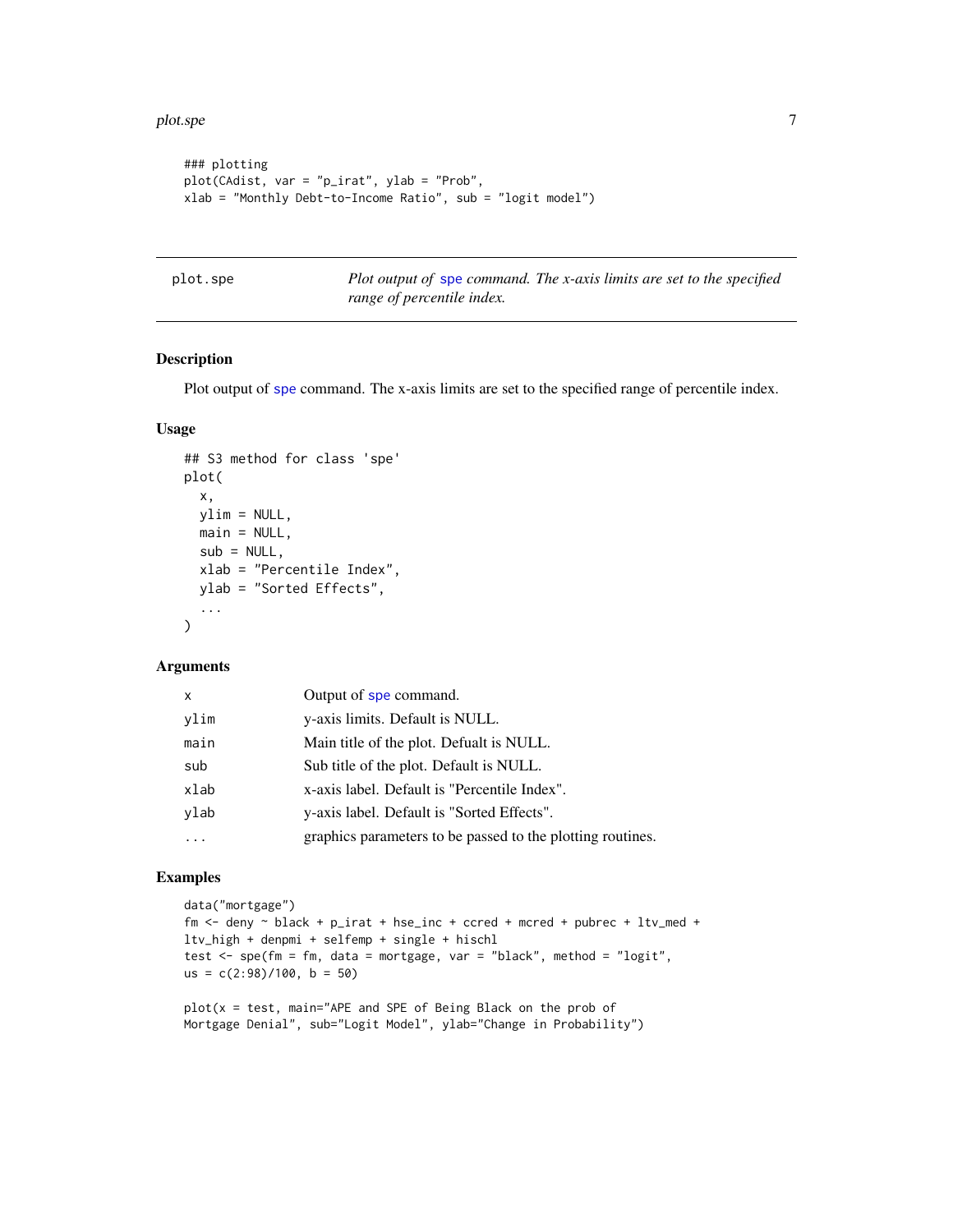```
### plotting
plot(CAdist, var = "p_irat", ylab = "Prob",
xlab = "Monthly Debt-to-Income Ratio", sub = "logit model")
```

---

## plot.spe

*Plot output of spe command. The x-axis limits are set to the specified range of percentile index.*

---

### Description

Plot output of spe command. The x-axis limits are set to the specified range of percentile index.

### Usage

```
## S3 method for class 'spe'
plot(
  x,
  ylim = NULL,
  main = NULL,
  sub = NULL,
  xlab = "Percentile Index",
  ylab = "Sorted Effects",
  ...
)
```

### Arguments

| | |
|---|---|
| x | Output of spe command. |
| ylim | y-axis limits. Default is NULL. |
| main | Main title of the plot. Defualt is NULL. |
| sub | Sub title of the plot. Default is NULL. |
| xlab | x-axis label. Default is "Percentile Index". |
| ylab | y-axis label. Default is "Sorted Effects". |
| ... | graphics parameters to be passed to the plotting routines. |

### Examples

```
data("mortgage")
fm <- deny ~ black + p_irat + hse_inc + ccred + mcred + pubrec + ltv_med +
ltv_high + denpmi + selfemp + single + hischl
test <- spe(fm = fm, data = mortgage, var = "black", method = "logit",
us = c(2:98)/100, b = 50)

plot(x = test, main="APE and SPE of Being Black on the prob of
Mortgage Denial", sub="Logit Model", ylab="Change in Probability")
```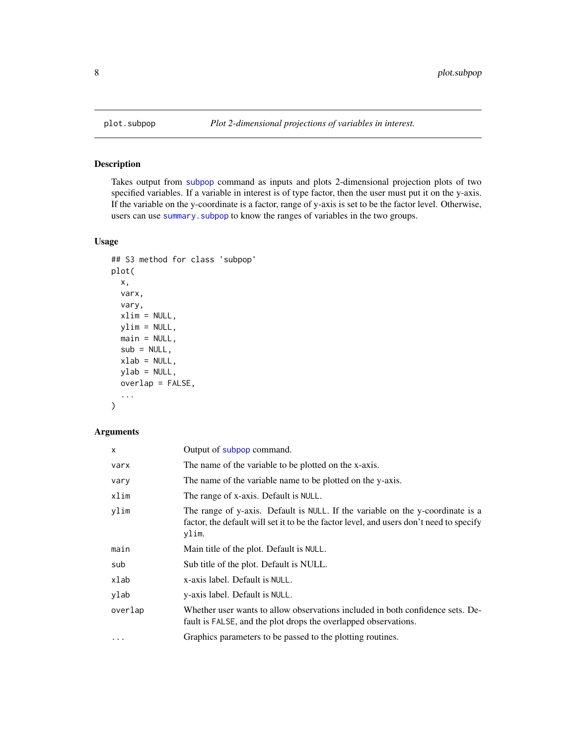`plot.subpop` *Plot 2-dimensional projections of variables in interest.*

## Description

Takes output from `subpop` command as inputs and plots 2-dimensional projection plots of two specified variables. If a variable in interest is of type factor, then the user must put it on the y-axis. If the variable on the y-coordinate is a factor, range of y-axis is set to be the factor level. Otherwise, users can use `summary.subpop` to know the ranges of variables in the two groups.

## Usage

```
## S3 method for class 'subpop'
plot(
  x,
  varx,
  vary,
  xlim = NULL,
  ylim = NULL,
  main = NULL,
  sub = NULL,
  xlab = NULL,
  ylab = NULL,
  overlap = FALSE,
  ...
)
```

## Arguments

| | |
|---|---|
| `x` | Output of `subpop` command. |
| `varx` | The name of the variable to be plotted on the x-axis. |
| `vary` | The name of the variable name to be plotted on the y-axis. |
| `xlim` | The range of x-axis. Default is `NULL`. |
| `ylim` | The range of y-axis. Default is `NULL`. If the variable on the y-coordinate is a factor, the default will set it to be the factor level, and users don't need to specify `ylim`. |
| `main` | Main title of the plot. Default is `NULL`. |
| `sub` | Sub title of the plot. Default is NULL. |
| `xlab` | x-axis label. Default is `NULL`. |
| `ylab` | y-axis label. Default is `NULL`. |
| `overlap` | Whether user wants to allow observations included in both confidence sets. Default is `FALSE`, and the plot drops the overlapped observations. |
| `...` | Graphics parameters to be passed to the plotting routines. |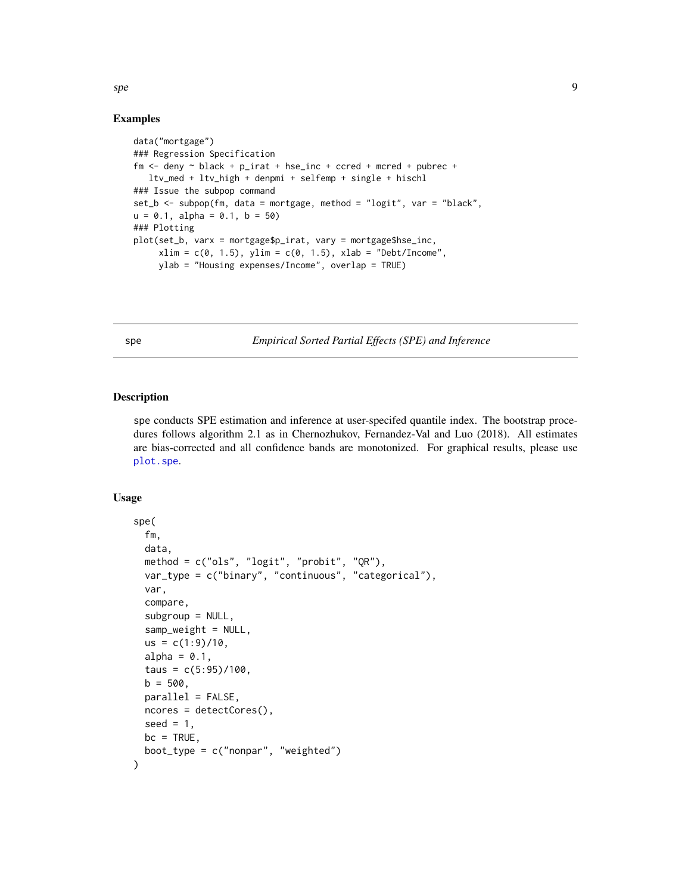### Examples

```
data("mortgage")
### Regression Specification
fm <- deny ~ black + p_irat + hse_inc + ccred + mcred + pubrec +
   ltv_med + ltv_high + denpmi + selfemp + single + hischl
### Issue the subpop command
set_b <- subpop(fm, data = mortgage, method = "logit", var = "black",
u = 0.1, alpha = 0.1, b = 50)
### Plotting
plot(set_b, varx = mortgage$p_irat, vary = mortgage$hse_inc,
     xlim = c(0, 1.5), ylim = c(0, 1.5), xlab = "Debt/Income",
     ylab = "Housing expenses/Income", overlap = TRUE)
```

## spe — *Empirical Sorted Partial Effects (SPE) and Inference*

### Description

spe conducts SPE estimation and inference at user-specifed quantile index. The bootstrap procedures follows algorithm 2.1 as in Chernozhukov, Fernandez-Val and Luo (2018). All estimates are bias-corrected and all confidence bands are monotonized. For graphical results, please use plot.spe.

### Usage

```
spe(
  fm,
  data,
  method = c("ols", "logit", "probit", "QR"),
  var_type = c("binary", "continuous", "categorical"),
  var,
  compare,
  subgroup = NULL,
  samp_weight = NULL,
  us = c(1:9)/10,
  alpha = 0.1,
  taus = c(5:95)/100,
  b = 500,
  parallel = FALSE,
  ncores = detectCores(),
  seed = 1,
  bc = TRUE,
  boot_type = c("nonpar", "weighted")
)
```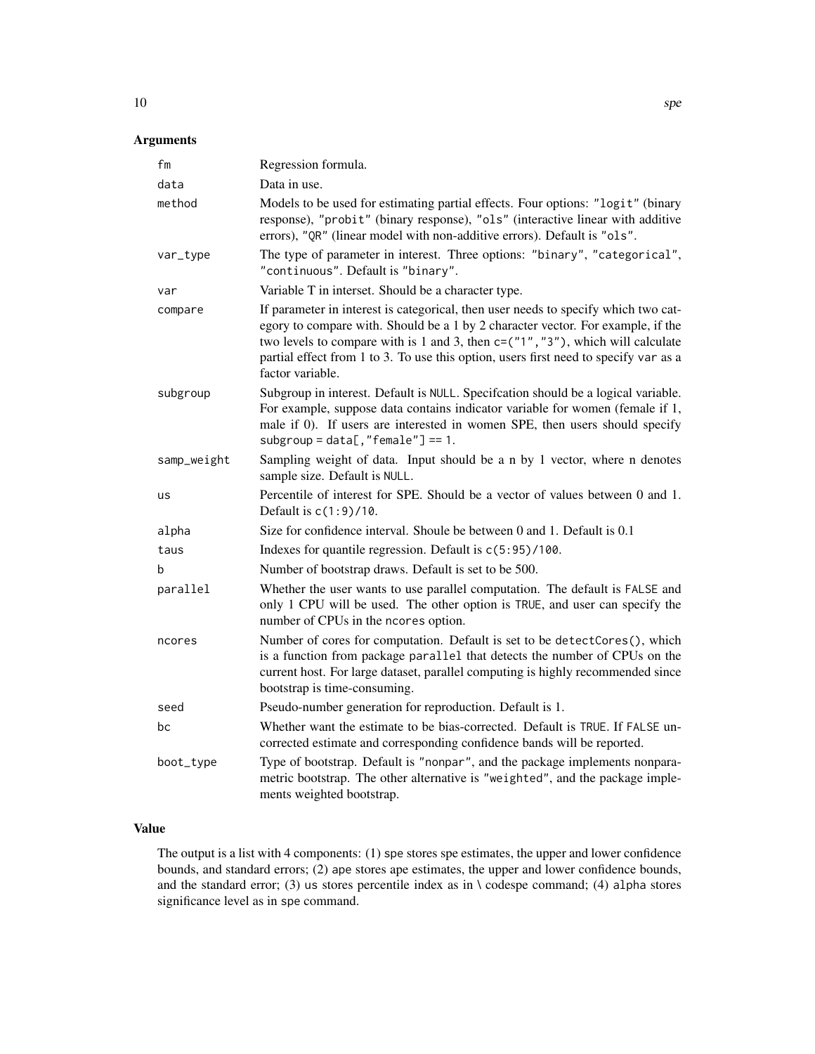## Arguments

| | |
|---|---|
| `fm` | Regression formula. |
| `data` | Data in use. |
| `method` | Models to be used for estimating partial effects. Four options: `"logit"` (binary response), `"probit"` (binary response), `"ols"` (interactive linear with additive errors), `"QR"` (linear model with non-additive errors). Default is `"ols"`. |
| `var_type` | The type of parameter in interest. Three options: `"binary"`, `"categorical"`, `"continuous"`. Default is `"binary"`. |
| `var` | Variable T in interset. Should be a character type. |
| `compare` | If parameter in interest is categorical, then user needs to specify which two category to compare with. Should be a 1 by 2 character vector. For example, if the two levels to compare with is 1 and 3, then `c=("1", "3")`, which will calculate partial effect from 1 to 3. To use this option, users first need to specify `var` as a factor variable. |
| `subgroup` | Subgroup in interest. Default is `NULL`. Specifcation should be a logical variable. For example, suppose data contains indicator variable for women (female if 1, male if 0). If users are interested in women SPE, then users should specify `subgroup = data[,"female"] == 1`. |
| `samp_weight` | Sampling weight of data. Input should be a n by 1 vector, where n denotes sample size. Default is `NULL`. |
| `us` | Percentile of interest for SPE. Should be a vector of values between 0 and 1. Default is `c(1:9)/10`. |
| `alpha` | Size for confidence interval. Shoule be between 0 and 1. Default is 0.1 |
| `taus` | Indexes for quantile regression. Default is `c(5:95)/100`. |
| `b` | Number of bootstrap draws. Default is set to be 500. |
| `parallel` | Whether the user wants to use parallel computation. The default is `FALSE` and only 1 CPU will be used. The other option is `TRUE`, and user can specify the number of CPUs in the `ncores` option. |
| `ncores` | Number of cores for computation. Default is set to be `detectCores()`, which is a function from package `parallel` that detects the number of CPUs on the current host. For large dataset, parallel computing is highly recommended since bootstrap is time-consuming. |
| `seed` | Pseudo-number generation for reproduction. Default is 1. |
| `bc` | Whether want the estimate to be bias-corrected. Default is `TRUE`. If `FALSE` uncorrected estimate and corresponding confidence bands will be reported. |
| `boot_type` | Type of bootstrap. Default is `"nonpar"`, and the package implements nonparametric bootstrap. The other alternative is `"weighted"`, and the package implements weighted bootstrap. |

## Value

The output is a list with 4 components: (1) `spe` stores spe estimates, the upper and lower confidence bounds, and standard errors; (2) `ape` stores ape estimates, the upper and lower confidence bounds, and the standard error; (3) `us` stores percentile index as in \ codespe command; (4) `alpha` stores significance level as in `spe` command.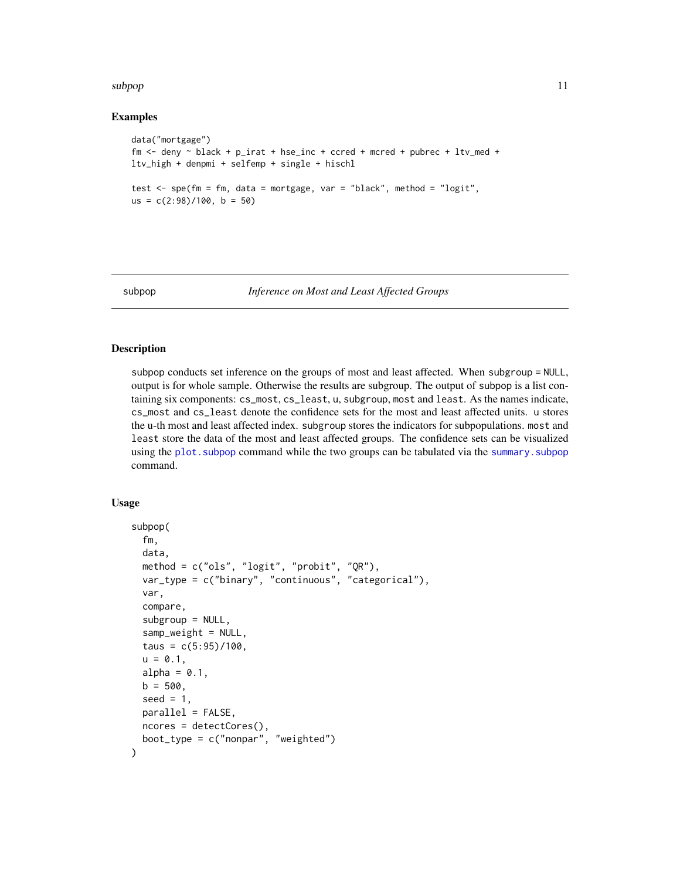### Examples

```
data("mortgage")
fm <- deny ~ black + p_irat + hse_inc + ccred + mcred + pubrec + ltv_med +
ltv_high + denpmi + selfemp + single + hischl

test <- spe(fm = fm, data = mortgage, var = "black", method = "logit",
us = c(2:98)/100, b = 50)
```

## subpop — *Inference on Most and Least Affected Groups*

### Description

subpop conducts set inference on the groups of most and least affected. When subgroup = NULL, output is for whole sample. Otherwise the results are subgroup. The output of subpop is a list containing six components: cs_most, cs_least, u, subgroup, most and least. As the names indicate, cs_most and cs_least denote the confidence sets for the most and least affected units. u stores the u-th most and least affected index. subgroup stores the indicators for subpopulations. most and least store the data of the most and least affected groups. The confidence sets can be visualized using the plot.subpop command while the two groups can be tabulated via the summary.subpop command.

### Usage

```
subpop(
  fm,
  data,
  method = c("ols", "logit", "probit", "QR"),
  var_type = c("binary", "continuous", "categorical"),
  var,
  compare,
  subgroup = NULL,
  samp_weight = NULL,
  taus = c(5:95)/100,
  u = 0.1,
  alpha = 0.1,
  b = 500,
  seed = 1,
  parallel = FALSE,
  ncores = detectCores(),
  boot_type = c("nonpar", "weighted")
)
```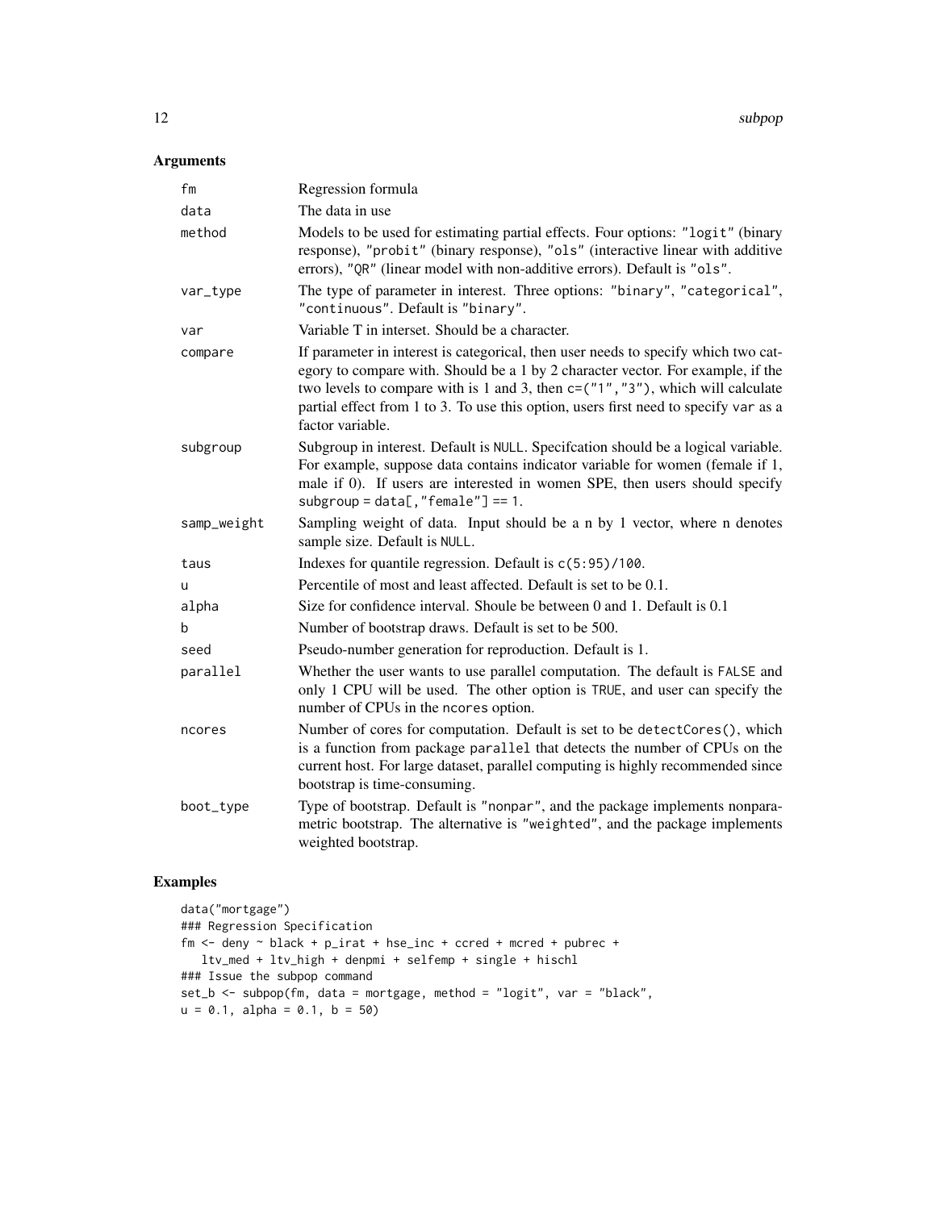## Arguments

| | |
|---|---|
| `fm` | Regression formula |
| `data` | The data in use |
| `method` | Models to be used for estimating partial effects. Four options: `"logit"` (binary response), `"probit"` (binary response), `"ols"` (interactive linear with additive errors), `"QR"` (linear model with non-additive errors). Default is `"ols"`. |
| `var_type` | The type of parameter in interest. Three options: `"binary"`, `"categorical"`, `"continuous"`. Default is `"binary"`. |
| `var` | Variable T in interset. Should be a character. |
| `compare` | If parameter in interest is categorical, then user needs to specify which two category to compare with. Should be a 1 by 2 character vector. For example, if the two levels to compare with is 1 and 3, then `c=("1","3")`, which will calculate partial effect from 1 to 3. To use this option, users first need to specify `var` as a factor variable. |
| `subgroup` | Subgroup in interest. Default is `NULL`. Specifcation should be a logical variable. For example, suppose data contains indicator variable for women (female if 1, male if 0). If users are interested in women SPE, then users should specify `subgroup = data[,"female"] == 1`. |
| `samp_weight` | Sampling weight of data. Input should be a n by 1 vector, where n denotes sample size. Default is `NULL`. |
| `taus` | Indexes for quantile regression. Default is `c(5:95)/100`. |
| `u` | Percentile of most and least affected. Default is set to be 0.1. |
| `alpha` | Size for confidence interval. Shoule be between 0 and 1. Default is 0.1 |
| `b` | Number of bootstrap draws. Default is set to be 500. |
| `seed` | Pseudo-number generation for reproduction. Default is 1. |
| `parallel` | Whether the user wants to use parallel computation. The default is `FALSE` and only 1 CPU will be used. The other option is `TRUE`, and user can specify the number of CPUs in the `ncores` option. |
| `ncores` | Number of cores for computation. Default is set to be `detectCores()`, which is a function from package `parallel` that detects the number of CPUs on the current host. For large dataset, parallel computing is highly recommended since bootstrap is time-consuming. |
| `boot_type` | Type of bootstrap. Default is `"nonpar"`, and the package implements nonparametric bootstrap. The alternative is `"weighted"`, and the package implements weighted bootstrap. |

## Examples

```
data("mortgage")
### Regression Specification
fm <- deny ~ black + p_irat + hse_inc + ccred + mcred + pubrec +
   ltv_med + ltv_high + denpmi + selfemp + single + hischl
### Issue the subpop command
set_b <- subpop(fm, data = mortgage, method = "logit", var = "black",
u = 0.1, alpha = 0.1, b = 50)
```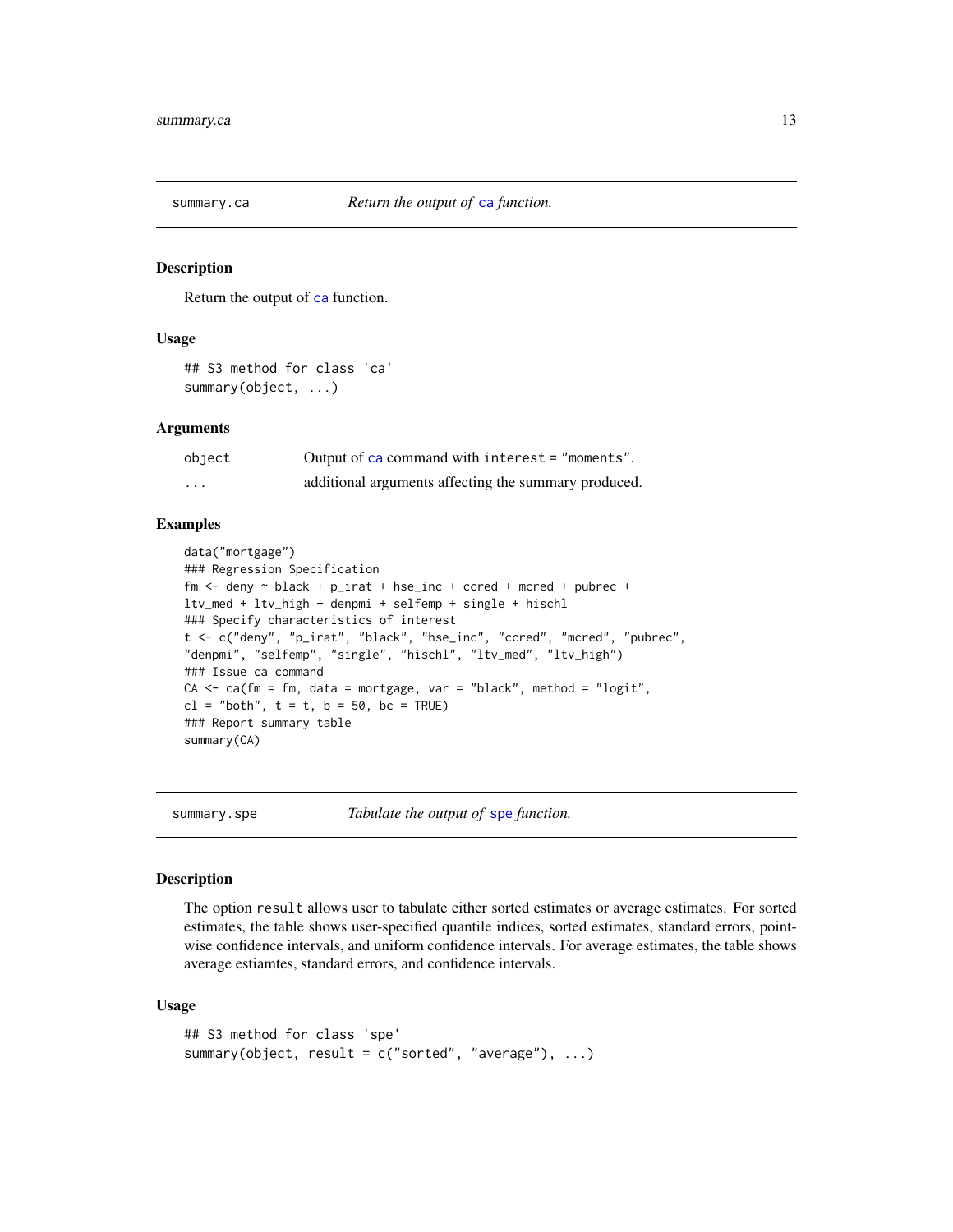## summary.ca — *Return the output of `ca` function.*

### Description

Return the output of `ca` function.

### Usage

```
## S3 method for class 'ca'
summary(object, ...)
```

### Arguments

| | |
|---|---|
| `object` | Output of `ca` command with `interest = "moments"`. |
| `...` | additional arguments affecting the summary produced. |

### Examples

```
data("mortgage")
### Regression Specification
fm <- deny ~ black + p_irat + hse_inc + ccred + mcred + pubrec +
ltv_med + ltv_high + denpmi + selfemp + single + hischl
### Specify characteristics of interest
t <- c("deny", "p_irat", "black", "hse_inc", "ccred", "mcred", "pubrec",
"denpmi", "selfemp", "single", "hischl", "ltv_med", "ltv_high")
### Issue ca command
CA <- ca(fm = fm, data = mortgage, var = "black", method = "logit",
cl = "both", t = t, b = 50, bc = TRUE)
### Report summary table
summary(CA)
```

## summary.spe — *Tabulate the output of `spe` function.*

### Description

The option `result` allows user to tabulate either sorted estimates or average estimates. For sorted estimates, the table shows user-specified quantile indices, sorted estimates, standard errors, pointwise confidence intervals, and uniform confidence intervals. For average estimates, the table shows average estiamtes, standard errors, and confidence intervals.

### Usage

```
## S3 method for class 'spe'
summary(object, result = c("sorted", "average"), ...)
```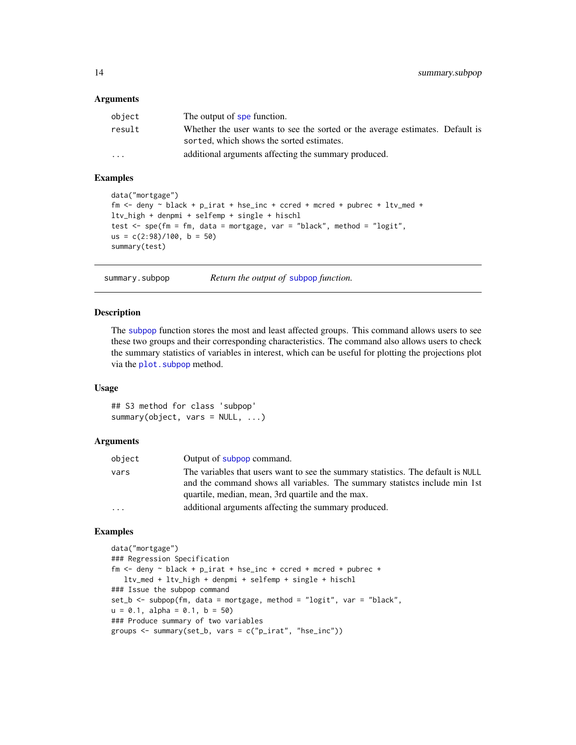### Arguments

| | |
|---|---|
| object | The output of spe function. |
| result | Whether the user wants to see the sorted or the average estimates. Default is sorted, which shows the sorted estimates. |
| ... | additional arguments affecting the summary produced. |

### Examples

```
data("mortgage")
fm <- deny ~ black + p_irat + hse_inc + ccred + mcred + pubrec + ltv_med +
ltv_high + denpmi + selfemp + single + hischl
test <- spe(fm = fm, data = mortgage, var = "black", method = "logit",
us = c(2:98)/100, b = 50)
summary(test)
```

---

## summary.subpop — *Return the output of subpop function.*

---

### Description

The subpop function stores the most and least affected groups. This command allows users to see these two groups and their corresponding characteristics. The command also allows users to check the summary statistics of variables in interest, which can be useful for plotting the projections plot via the plot.subpop method.

### Usage

```
## S3 method for class 'subpop'
summary(object, vars = NULL, ...)
```

### Arguments

| | |
|---|---|
| object | Output of subpop command. |
| vars | The variables that users want to see the summary statistics. The default is NULL and the command shows all variables. The summary statistcs include min 1st quartile, median, mean, 3rd quartile and the max. |
| ... | additional arguments affecting the summary produced. |

### Examples

```
data("mortgage")
### Regression Specification
fm <- deny ~ black + p_irat + hse_inc + ccred + mcred + pubrec +
   ltv_med + ltv_high + denpmi + selfemp + single + hischl
### Issue the subpop command
set_b <- subpop(fm, data = mortgage, method = "logit", var = "black",
u = 0.1, alpha = 0.1, b = 50)
### Produce summary of two variables
groups <- summary(set_b, vars = c("p_irat", "hse_inc"))
```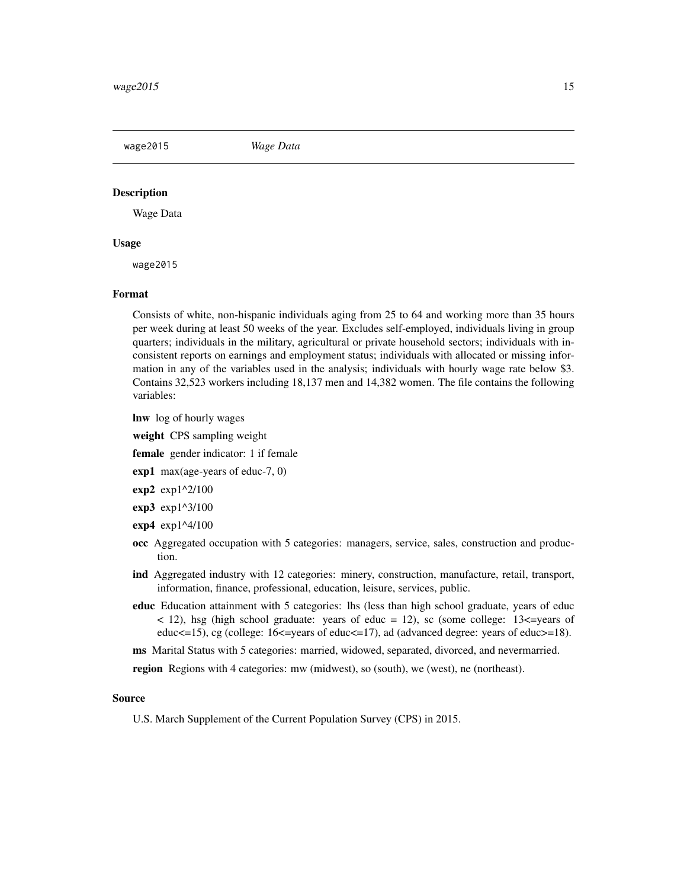`wage2015` *Wage Data*

### Description

Wage Data

### Usage

```
wage2015
```

### Format

Consists of white, non-hispanic individuals aging from 25 to 64 and working more than 35 hours per week during at least 50 weeks of the year. Excludes self-employed, individuals living in group quarters; individuals in the military, agricultural or private household sectors; individuals with inconsistent reports on earnings and employment status; individuals with allocated or missing information in any of the variables used in the analysis; individuals with hourly wage rate below $3. Contains 32,523 workers including 18,137 men and 14,382 women. The file contains the following variables:

**lnw** log of hourly wages

**weight** CPS sampling weight

**female** gender indicator: 1 if female

**exp1** max(age-years of educ-7, 0)

**exp2** exp1^2/100

**exp3** exp1^3/100

**exp4** exp1^4/100

**occ** Aggregated occupation with 5 categories: managers, service, sales, construction and production.

**ind** Aggregated industry with 12 categories: minery, construction, manufacture, retail, transport, information, finance, professional, education, leisure, services, public.

**educ** Education attainment with 5 categories: lhs (less than high school graduate, years of educ < 12), hsg (high school graduate: years of educ = 12), sc (some college: 13<=years of educ<=15), cg (college: 16<=years of educ<=17), ad (advanced degree: years of educ>=18).

**ms** Marital Status with 5 categories: married, widowed, separated, divorced, and nevermarried.

**region** Regions with 4 categories: mw (midwest), so (south), we (west), ne (northeast).

### Source

U.S. March Supplement of the Current Population Survey (CPS) in 2015.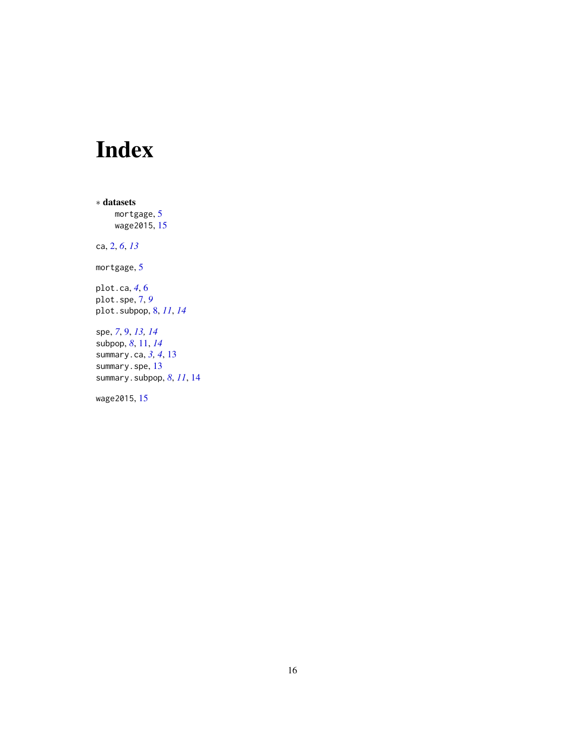# Index

∗ **datasets**

mortgage, 5
wage2015, 15

ca, 2, *6*, *13*

mortgage, 5

plot.ca, *4*, 6
plot.spe, 7, *9*
plot.subpop, 8, *11*, *14*

spe, *7*, 9, *13, 14*
subpop, *8*, 11, *14*
summary.ca, *3, 4*, 13
summary.spe, 13
summary.subpop, *8*, *11*, 14

wage2015, 15